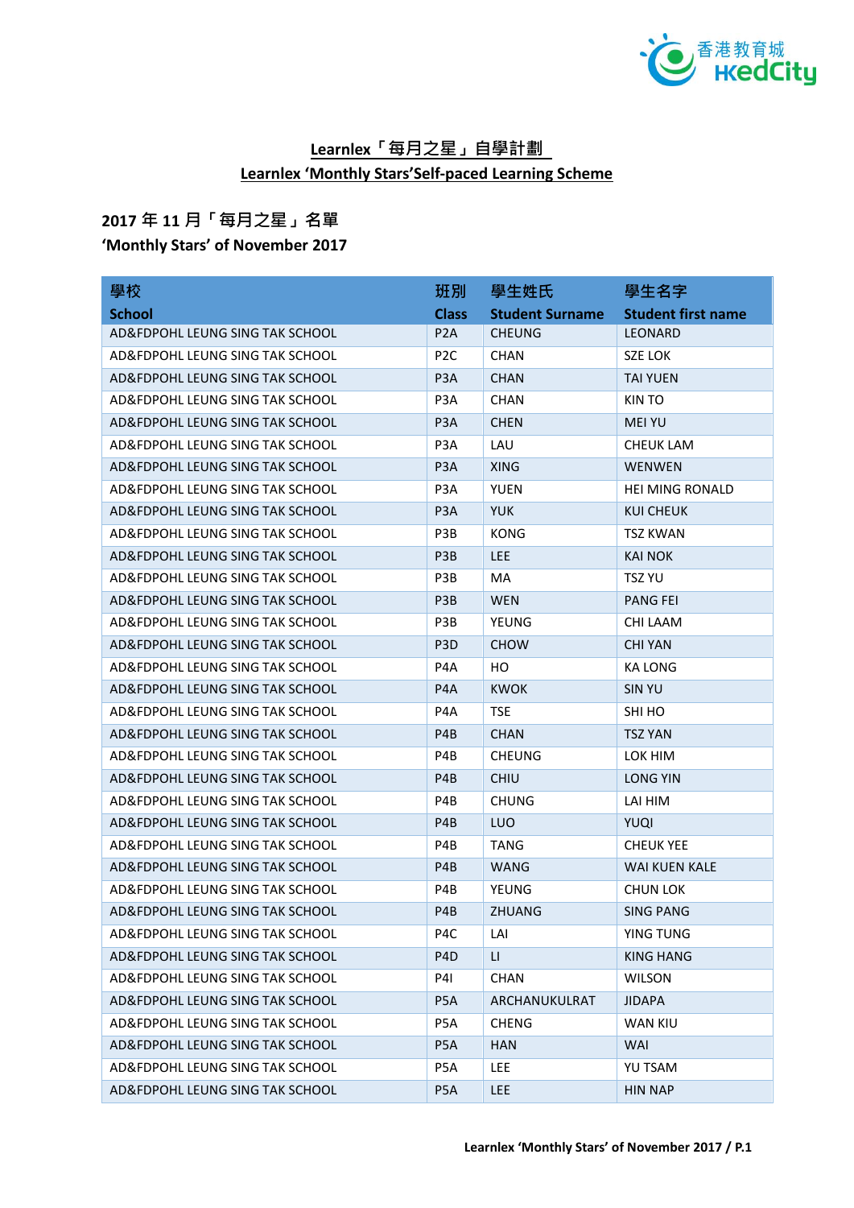## Learnlex「每月之星」自學計劃
## Learnlex 'Monthly Stars'Self-paced Learning Scheme

### 2017 年 11 月「每月之星」名單
### 'Monthly Stars' of November 2017

| 學校<br>School | 班別<br>Class | 學生姓氏<br>Student Surname | 學生名字<br>Student first name |
|---|---|---|---|
| AD&FDPOHL LEUNG SING TAK SCHOOL | P2A | CHEUNG | LEONARD |
| AD&FDPOHL LEUNG SING TAK SCHOOL | P2C | CHAN | SZE LOK |
| AD&FDPOHL LEUNG SING TAK SCHOOL | P3A | CHAN | TAI YUEN |
| AD&FDPOHL LEUNG SING TAK SCHOOL | P3A | CHAN | KIN TO |
| AD&FDPOHL LEUNG SING TAK SCHOOL | P3A | CHEN | MEI YU |
| AD&FDPOHL LEUNG SING TAK SCHOOL | P3A | LAU | CHEUK LAM |
| AD&FDPOHL LEUNG SING TAK SCHOOL | P3A | XING | WENWEN |
| AD&FDPOHL LEUNG SING TAK SCHOOL | P3A | YUEN | HEI MING RONALD |
| AD&FDPOHL LEUNG SING TAK SCHOOL | P3A | YUK | KUI CHEUK |
| AD&FDPOHL LEUNG SING TAK SCHOOL | P3B | KONG | TSZ KWAN |
| AD&FDPOHL LEUNG SING TAK SCHOOL | P3B | LEE | KAI NOK |
| AD&FDPOHL LEUNG SING TAK SCHOOL | P3B | MA | TSZ YU |
| AD&FDPOHL LEUNG SING TAK SCHOOL | P3B | WEN | PANG FEI |
| AD&FDPOHL LEUNG SING TAK SCHOOL | P3B | YEUNG | CHI LAAM |
| AD&FDPOHL LEUNG SING TAK SCHOOL | P3D | CHOW | CHI YAN |
| AD&FDPOHL LEUNG SING TAK SCHOOL | P4A | HO | KA LONG |
| AD&FDPOHL LEUNG SING TAK SCHOOL | P4A | KWOK | SIN YU |
| AD&FDPOHL LEUNG SING TAK SCHOOL | P4A | TSE | SHI HO |
| AD&FDPOHL LEUNG SING TAK SCHOOL | P4B | CHAN | TSZ YAN |
| AD&FDPOHL LEUNG SING TAK SCHOOL | P4B | CHEUNG | LOK HIM |
| AD&FDPOHL LEUNG SING TAK SCHOOL | P4B | CHIU | LONG YIN |
| AD&FDPOHL LEUNG SING TAK SCHOOL | P4B | CHUNG | LAI HIM |
| AD&FDPOHL LEUNG SING TAK SCHOOL | P4B | LUO | YUQI |
| AD&FDPOHL LEUNG SING TAK SCHOOL | P4B | TANG | CHEUK YEE |
| AD&FDPOHL LEUNG SING TAK SCHOOL | P4B | WANG | WAI KUEN KALE |
| AD&FDPOHL LEUNG SING TAK SCHOOL | P4B | YEUNG | CHUN LOK |
| AD&FDPOHL LEUNG SING TAK SCHOOL | P4B | ZHUANG | SING PANG |
| AD&FDPOHL LEUNG SING TAK SCHOOL | P4C | LAI | YING TUNG |
| AD&FDPOHL LEUNG SING TAK SCHOOL | P4D | LI | KING HANG |
| AD&FDPOHL LEUNG SING TAK SCHOOL | P4I | CHAN | WILSON |
| AD&FDPOHL LEUNG SING TAK SCHOOL | P5A | ARCHANUKULRAT | JIDAPA |
| AD&FDPOHL LEUNG SING TAK SCHOOL | P5A | CHENG | WAN KIU |
| AD&FDPOHL LEUNG SING TAK SCHOOL | P5A | HAN | WAI |
| AD&FDPOHL LEUNG SING TAK SCHOOL | P5A | LEE | YU TSAM |
| AD&FDPOHL LEUNG SING TAK SCHOOL | P5A | LEE | HIN NAP |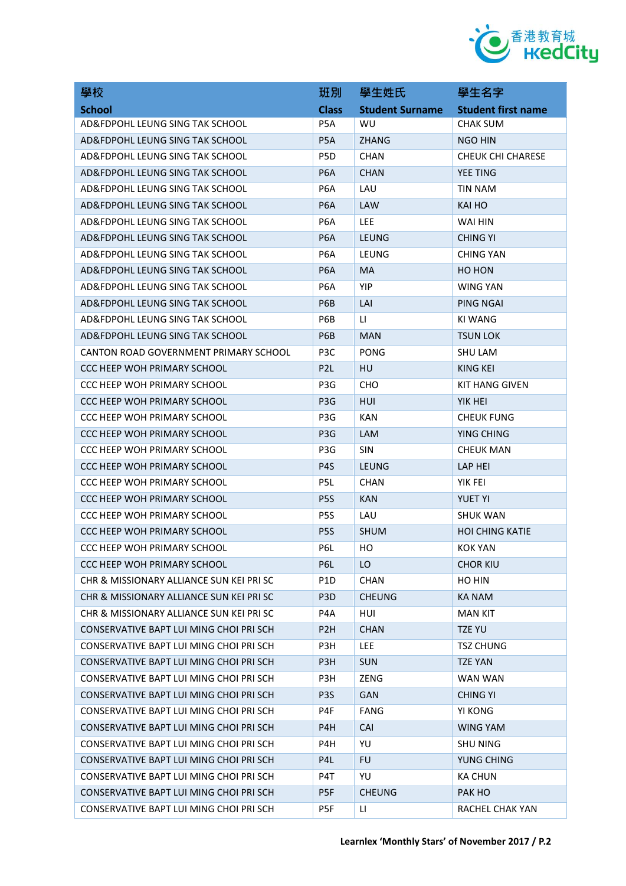| 學校 School | 班別 Class | 學生姓氏 Student Surname | 學生名字 Student first name |
|---|---|---|---|
| AD&FDPOHL LEUNG SING TAK SCHOOL | P5A | WU | CHAK SUM |
| AD&FDPOHL LEUNG SING TAK SCHOOL | P5A | ZHANG | NGO HIN |
| AD&FDPOHL LEUNG SING TAK SCHOOL | P5D | CHAN | CHEUK CHI CHARESE |
| AD&FDPOHL LEUNG SING TAK SCHOOL | P6A | CHAN | YEE TING |
| AD&FDPOHL LEUNG SING TAK SCHOOL | P6A | LAU | TIN NAM |
| AD&FDPOHL LEUNG SING TAK SCHOOL | P6A | LAW | KAI HO |
| AD&FDPOHL LEUNG SING TAK SCHOOL | P6A | LEE | WAI HIN |
| AD&FDPOHL LEUNG SING TAK SCHOOL | P6A | LEUNG | CHING YI |
| AD&FDPOHL LEUNG SING TAK SCHOOL | P6A | LEUNG | CHING YAN |
| AD&FDPOHL LEUNG SING TAK SCHOOL | P6A | MA | HO HON |
| AD&FDPOHL LEUNG SING TAK SCHOOL | P6A | YIP | WING YAN |
| AD&FDPOHL LEUNG SING TAK SCHOOL | P6B | LAI | PING NGAI |
| AD&FDPOHL LEUNG SING TAK SCHOOL | P6B | LI | KI WANG |
| AD&FDPOHL LEUNG SING TAK SCHOOL | P6B | MAN | TSUN LOK |
| CANTON ROAD GOVERNMENT PRIMARY SCHOOL | P3C | PONG | SHU LAM |
| CCC HEEP WOH PRIMARY SCHOOL | P2L | HU | KING KEI |
| CCC HEEP WOH PRIMARY SCHOOL | P3G | CHO | KIT HANG GIVEN |
| CCC HEEP WOH PRIMARY SCHOOL | P3G | HUI | YIK HEI |
| CCC HEEP WOH PRIMARY SCHOOL | P3G | KAN | CHEUK FUNG |
| CCC HEEP WOH PRIMARY SCHOOL | P3G | LAM | YING CHING |
| CCC HEEP WOH PRIMARY SCHOOL | P3G | SIN | CHEUK MAN |
| CCC HEEP WOH PRIMARY SCHOOL | P4S | LEUNG | LAP HEI |
| CCC HEEP WOH PRIMARY SCHOOL | P5L | CHAN | YIK FEI |
| CCC HEEP WOH PRIMARY SCHOOL | P5S | KAN | YUET YI |
| CCC HEEP WOH PRIMARY SCHOOL | P5S | LAU | SHUK WAN |
| CCC HEEP WOH PRIMARY SCHOOL | P5S | SHUM | HOI CHING KATIE |
| CCC HEEP WOH PRIMARY SCHOOL | P6L | HO | KOK YAN |
| CCC HEEP WOH PRIMARY SCHOOL | P6L | LO | CHOR KIU |
| CHR & MISSIONARY ALLIANCE SUN KEI PRI SC | P1D | CHAN | HO HIN |
| CHR & MISSIONARY ALLIANCE SUN KEI PRI SC | P3D | CHEUNG | KA NAM |
| CHR & MISSIONARY ALLIANCE SUN KEI PRI SC | P4A | HUI | MAN KIT |
| CONSERVATIVE BAPT LUI MING CHOI PRI SCH | P2H | CHAN | TZE YU |
| CONSERVATIVE BAPT LUI MING CHOI PRI SCH | P3H | LEE | TSZ CHUNG |
| CONSERVATIVE BAPT LUI MING CHOI PRI SCH | P3H | SUN | TZE YAN |
| CONSERVATIVE BAPT LUI MING CHOI PRI SCH | P3H | ZENG | WAN WAN |
| CONSERVATIVE BAPT LUI MING CHOI PRI SCH | P3S | GAN | CHING YI |
| CONSERVATIVE BAPT LUI MING CHOI PRI SCH | P4F | FANG | YI KONG |
| CONSERVATIVE BAPT LUI MING CHOI PRI SCH | P4H | CAI | WING YAM |
| CONSERVATIVE BAPT LUI MING CHOI PRI SCH | P4H | YU | SHU NING |
| CONSERVATIVE BAPT LUI MING CHOI PRI SCH | P4L | FU | YUNG CHING |
| CONSERVATIVE BAPT LUI MING CHOI PRI SCH | P4T | YU | KA CHUN |
| CONSERVATIVE BAPT LUI MING CHOI PRI SCH | P5F | CHEUNG | PAK HO |
| CONSERVATIVE BAPT LUI MING CHOI PRI SCH | P5F | LI | RACHEL CHAK YAN |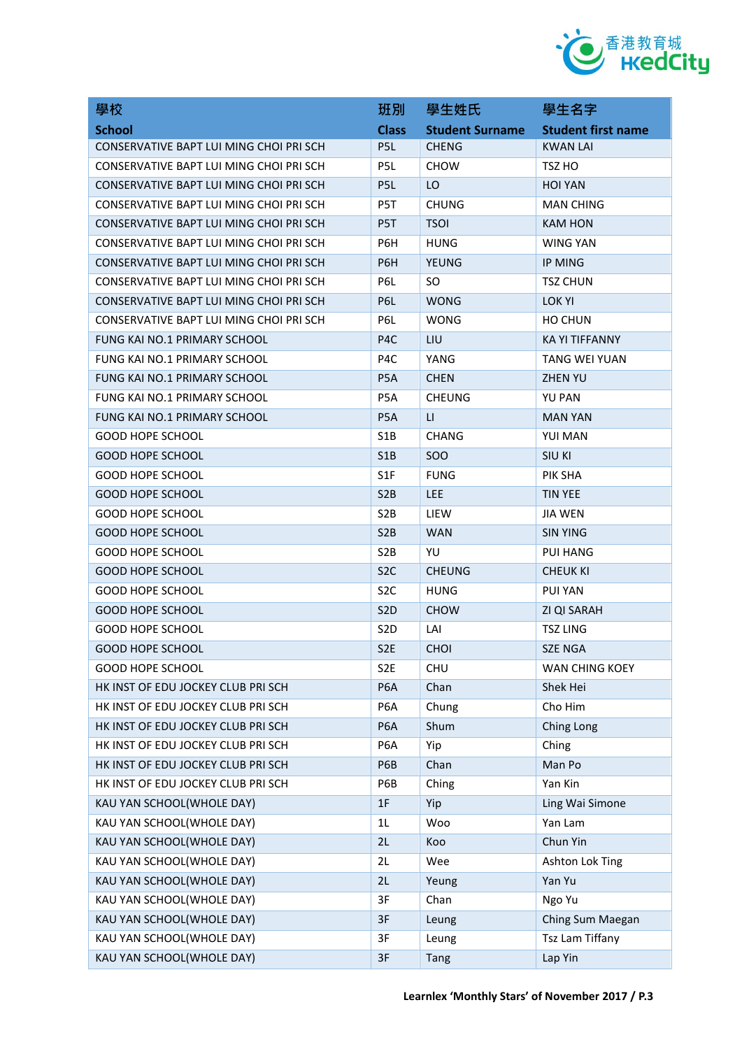| 學校<br>School | 班別<br>Class | 學生姓氏<br>Student Surname | 學生名字<br>Student first name |
|---|---|---|---|
| CONSERVATIVE BAPT LUI MING CHOI PRI SCH | P5L | CHENG | KWAN LAI |
| CONSERVATIVE BAPT LUI MING CHOI PRI SCH | P5L | CHOW | TSZ HO |
| CONSERVATIVE BAPT LUI MING CHOI PRI SCH | P5L | LO | HOI YAN |
| CONSERVATIVE BAPT LUI MING CHOI PRI SCH | P5T | CHUNG | MAN CHING |
| CONSERVATIVE BAPT LUI MING CHOI PRI SCH | P5T | TSOI | KAM HON |
| CONSERVATIVE BAPT LUI MING CHOI PRI SCH | P6H | HUNG | WING YAN |
| CONSERVATIVE BAPT LUI MING CHOI PRI SCH | P6H | YEUNG | IP MING |
| CONSERVATIVE BAPT LUI MING CHOI PRI SCH | P6L | SO | TSZ CHUN |
| CONSERVATIVE BAPT LUI MING CHOI PRI SCH | P6L | WONG | LOK YI |
| CONSERVATIVE BAPT LUI MING CHOI PRI SCH | P6L | WONG | HO CHUN |
| FUNG KAI NO.1 PRIMARY SCHOOL | P4C | LIU | KA YI TIFFANNY |
| FUNG KAI NO.1 PRIMARY SCHOOL | P4C | YANG | TANG WEI YUAN |
| FUNG KAI NO.1 PRIMARY SCHOOL | P5A | CHEN | ZHEN YU |
| FUNG KAI NO.1 PRIMARY SCHOOL | P5A | CHEUNG | YU PAN |
| FUNG KAI NO.1 PRIMARY SCHOOL | P5A | LI | MAN YAN |
| GOOD HOPE SCHOOL | S1B | CHANG | YUI MAN |
| GOOD HOPE SCHOOL | S1B | SOO | SIU KI |
| GOOD HOPE SCHOOL | S1F | FUNG | PIK SHA |
| GOOD HOPE SCHOOL | S2B | LEE | TIN YEE |
| GOOD HOPE SCHOOL | S2B | LIEW | JIA WEN |
| GOOD HOPE SCHOOL | S2B | WAN | SIN YING |
| GOOD HOPE SCHOOL | S2B | YU | PUI HANG |
| GOOD HOPE SCHOOL | S2C | CHEUNG | CHEUK KI |
| GOOD HOPE SCHOOL | S2C | HUNG | PUI YAN |
| GOOD HOPE SCHOOL | S2D | CHOW | ZI QI SARAH |
| GOOD HOPE SCHOOL | S2D | LAI | TSZ LING |
| GOOD HOPE SCHOOL | S2E | CHOI | SZE NGA |
| GOOD HOPE SCHOOL | S2E | CHU | WAN CHING KOEY |
| HK INST OF EDU JOCKEY CLUB PRI SCH | P6A | Chan | Shek Hei |
| HK INST OF EDU JOCKEY CLUB PRI SCH | P6A | Chung | Cho Him |
| HK INST OF EDU JOCKEY CLUB PRI SCH | P6A | Shum | Ching Long |
| HK INST OF EDU JOCKEY CLUB PRI SCH | P6A | Yip | Ching |
| HK INST OF EDU JOCKEY CLUB PRI SCH | P6B | Chan | Man Po |
| HK INST OF EDU JOCKEY CLUB PRI SCH | P6B | Ching | Yan Kin |
| KAU YAN SCHOOL(WHOLE DAY) | 1F | Yip | Ling Wai Simone |
| KAU YAN SCHOOL(WHOLE DAY) | 1L | Woo | Yan Lam |
| KAU YAN SCHOOL(WHOLE DAY) | 2L | Koo | Chun Yin |
| KAU YAN SCHOOL(WHOLE DAY) | 2L | Wee | Ashton Lok Ting |
| KAU YAN SCHOOL(WHOLE DAY) | 2L | Yeung | Yan Yu |
| KAU YAN SCHOOL(WHOLE DAY) | 3F | Chan | Ngo Yu |
| KAU YAN SCHOOL(WHOLE DAY) | 3F | Leung | Ching Sum Maegan |
| KAU YAN SCHOOL(WHOLE DAY) | 3F | Leung | Tsz Lam Tiffany |
| KAU YAN SCHOOL(WHOLE DAY) | 3F | Tang | Lap Yin |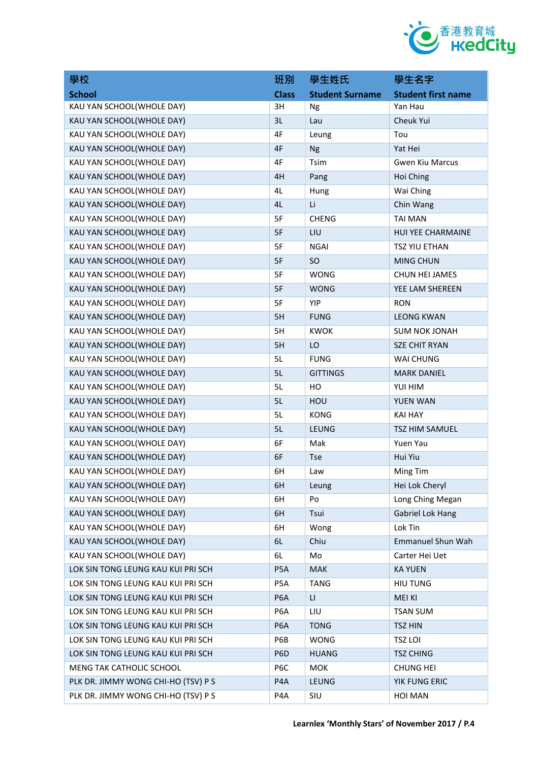| 學校<br>School | 班別<br>Class | 學生姓氏<br>Student Surname | 學生名字<br>Student first name |
|---|---|---|---|
| KAU YAN SCHOOL(WHOLE DAY) | 3H | Ng | Yan Hau |
| KAU YAN SCHOOL(WHOLE DAY) | 3L | Lau | Cheuk Yui |
| KAU YAN SCHOOL(WHOLE DAY) | 4F | Leung | Tou |
| KAU YAN SCHOOL(WHOLE DAY) | 4F | Ng | Yat Hei |
| KAU YAN SCHOOL(WHOLE DAY) | 4F | Tsim | Gwen Kiu Marcus |
| KAU YAN SCHOOL(WHOLE DAY) | 4H | Pang | Hoi Ching |
| KAU YAN SCHOOL(WHOLE DAY) | 4L | Hung | Wai Ching |
| KAU YAN SCHOOL(WHOLE DAY) | 4L | Li | Chin Wang |
| KAU YAN SCHOOL(WHOLE DAY) | 5F | CHENG | TAI MAN |
| KAU YAN SCHOOL(WHOLE DAY) | 5F | LIU | HUI YEE CHARMAINE |
| KAU YAN SCHOOL(WHOLE DAY) | 5F | NGAI | TSZ YIU ETHAN |
| KAU YAN SCHOOL(WHOLE DAY) | 5F | SO | MING CHUN |
| KAU YAN SCHOOL(WHOLE DAY) | 5F | WONG | CHUN HEI JAMES |
| KAU YAN SCHOOL(WHOLE DAY) | 5F | WONG | YEE LAM SHEREEN |
| KAU YAN SCHOOL(WHOLE DAY) | 5F | YIP | RON |
| KAU YAN SCHOOL(WHOLE DAY) | 5H | FUNG | LEONG KWAN |
| KAU YAN SCHOOL(WHOLE DAY) | 5H | KWOK | SUM NOK JONAH |
| KAU YAN SCHOOL(WHOLE DAY) | 5H | LO | SZE CHIT RYAN |
| KAU YAN SCHOOL(WHOLE DAY) | 5L | FUNG | WAI CHUNG |
| KAU YAN SCHOOL(WHOLE DAY) | 5L | GITTINGS | MARK DANIEL |
| KAU YAN SCHOOL(WHOLE DAY) | 5L | HO | YUI HIM |
| KAU YAN SCHOOL(WHOLE DAY) | 5L | HOU | YUEN WAN |
| KAU YAN SCHOOL(WHOLE DAY) | 5L | KONG | KAI HAY |
| KAU YAN SCHOOL(WHOLE DAY) | 5L | LEUNG | TSZ HIM SAMUEL |
| KAU YAN SCHOOL(WHOLE DAY) | 6F | Mak | Yuen Yau |
| KAU YAN SCHOOL(WHOLE DAY) | 6F | Tse | Hui Yiu |
| KAU YAN SCHOOL(WHOLE DAY) | 6H | Law | Ming Tim |
| KAU YAN SCHOOL(WHOLE DAY) | 6H | Leung | Hei Lok Cheryl |
| KAU YAN SCHOOL(WHOLE DAY) | 6H | Po | Long Ching Megan |
| KAU YAN SCHOOL(WHOLE DAY) | 6H | Tsui | Gabriel Lok Hang |
| KAU YAN SCHOOL(WHOLE DAY) | 6H | Wong | Lok Tin |
| KAU YAN SCHOOL(WHOLE DAY) | 6L | Chiu | Emmanuel Shun Wah |
| KAU YAN SCHOOL(WHOLE DAY) | 6L | Mo | Carter Hei Uet |
| LOK SIN TONG LEUNG KAU KUI PRI SCH | P5A | MAK | KA YUEN |
| LOK SIN TONG LEUNG KAU KUI PRI SCH | P5A | TANG | HIU TUNG |
| LOK SIN TONG LEUNG KAU KUI PRI SCH | P6A | LI | MEI KI |
| LOK SIN TONG LEUNG KAU KUI PRI SCH | P6A | LIU | TSAN SUM |
| LOK SIN TONG LEUNG KAU KUI PRI SCH | P6A | TONG | TSZ HIN |
| LOK SIN TONG LEUNG KAU KUI PRI SCH | P6B | WONG | TSZ LOI |
| LOK SIN TONG LEUNG KAU KUI PRI SCH | P6D | HUANG | TSZ CHING |
| MENG TAK CATHOLIC SCHOOL | P6C | MOK | CHUNG HEI |
| PLK DR. JIMMY WONG CHI-HO (TSV) P S | P4A | LEUNG | YIK FUNG ERIC |
| PLK DR. JIMMY WONG CHI-HO (TSV) P S | P4A | SIU | HOI MAN |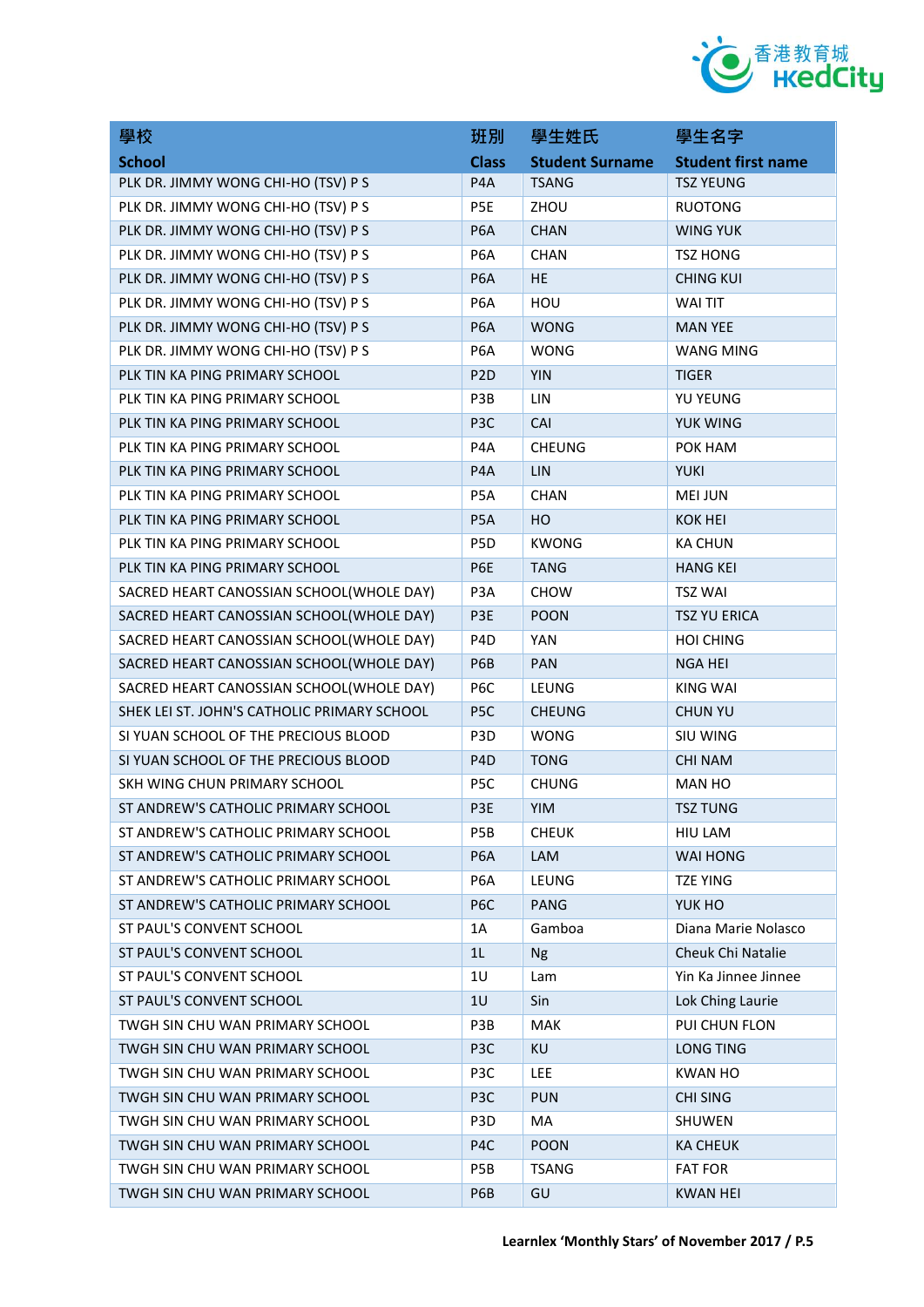| 學校<br>School | 班別<br>Class | 學生姓氏<br>Student Surname | 學生名字<br>Student first name |
|---|---|---|---|
| PLK DR. JIMMY WONG CHI-HO (TSV) P S | P4A | TSANG | TSZ YEUNG |
| PLK DR. JIMMY WONG CHI-HO (TSV) P S | P5E | ZHOU | RUOTONG |
| PLK DR. JIMMY WONG CHI-HO (TSV) P S | P6A | CHAN | WING YUK |
| PLK DR. JIMMY WONG CHI-HO (TSV) P S | P6A | CHAN | TSZ HONG |
| PLK DR. JIMMY WONG CHI-HO (TSV) P S | P6A | HE | CHING KUI |
| PLK DR. JIMMY WONG CHI-HO (TSV) P S | P6A | HOU | WAI TIT |
| PLK DR. JIMMY WONG CHI-HO (TSV) P S | P6A | WONG | MAN YEE |
| PLK DR. JIMMY WONG CHI-HO (TSV) P S | P6A | WONG | WANG MING |
| PLK TIN KA PING PRIMARY SCHOOL | P2D | YIN | TIGER |
| PLK TIN KA PING PRIMARY SCHOOL | P3B | LIN | YU YEUNG |
| PLK TIN KA PING PRIMARY SCHOOL | P3C | CAI | YUK WING |
| PLK TIN KA PING PRIMARY SCHOOL | P4A | CHEUNG | POK HAM |
| PLK TIN KA PING PRIMARY SCHOOL | P4A | LIN | YUKI |
| PLK TIN KA PING PRIMARY SCHOOL | P5A | CHAN | MEI JUN |
| PLK TIN KA PING PRIMARY SCHOOL | P5A | HO | KOK HEI |
| PLK TIN KA PING PRIMARY SCHOOL | P5D | KWONG | KA CHUN |
| PLK TIN KA PING PRIMARY SCHOOL | P6E | TANG | HANG KEI |
| SACRED HEART CANOSSIAN SCHOOL(WHOLE DAY) | P3A | CHOW | TSZ WAI |
| SACRED HEART CANOSSIAN SCHOOL(WHOLE DAY) | P3E | POON | TSZ YU ERICA |
| SACRED HEART CANOSSIAN SCHOOL(WHOLE DAY) | P4D | YAN | HOI CHING |
| SACRED HEART CANOSSIAN SCHOOL(WHOLE DAY) | P6B | PAN | NGA HEI |
| SACRED HEART CANOSSIAN SCHOOL(WHOLE DAY) | P6C | LEUNG | KING WAI |
| SHEK LEI ST. JOHN'S CATHOLIC PRIMARY SCHOOL | P5C | CHEUNG | CHUN YU |
| SI YUAN SCHOOL OF THE PRECIOUS BLOOD | P3D | WONG | SIU WING |
| SI YUAN SCHOOL OF THE PRECIOUS BLOOD | P4D | TONG | CHI NAM |
| SKH WING CHUN PRIMARY SCHOOL | P5C | CHUNG | MAN HO |
| ST ANDREW'S CATHOLIC PRIMARY SCHOOL | P3E | YIM | TSZ TUNG |
| ST ANDREW'S CATHOLIC PRIMARY SCHOOL | P5B | CHEUK | HIU LAM |
| ST ANDREW'S CATHOLIC PRIMARY SCHOOL | P6A | LAM | WAI HONG |
| ST ANDREW'S CATHOLIC PRIMARY SCHOOL | P6A | LEUNG | TZE YING |
| ST ANDREW'S CATHOLIC PRIMARY SCHOOL | P6C | PANG | YUK HO |
| ST PAUL'S CONVENT SCHOOL | 1A | Gamboa | Diana Marie Nolasco |
| ST PAUL'S CONVENT SCHOOL | 1L | Ng | Cheuk Chi Natalie |
| ST PAUL'S CONVENT SCHOOL | 1U | Lam | Yin Ka Jinnee Jinnee |
| ST PAUL'S CONVENT SCHOOL | 1U | Sin | Lok Ching Laurie |
| TWGH SIN CHU WAN PRIMARY SCHOOL | P3B | MAK | PUI CHUN FLON |
| TWGH SIN CHU WAN PRIMARY SCHOOL | P3C | KU | LONG TING |
| TWGH SIN CHU WAN PRIMARY SCHOOL | P3C | LEE | KWAN HO |
| TWGH SIN CHU WAN PRIMARY SCHOOL | P3C | PUN | CHI SING |
| TWGH SIN CHU WAN PRIMARY SCHOOL | P3D | MA | SHUWEN |
| TWGH SIN CHU WAN PRIMARY SCHOOL | P4C | POON | KA CHEUK |
| TWGH SIN CHU WAN PRIMARY SCHOOL | P5B | TSANG | FAT FOR |
| TWGH SIN CHU WAN PRIMARY SCHOOL | P6B | GU | KWAN HEI |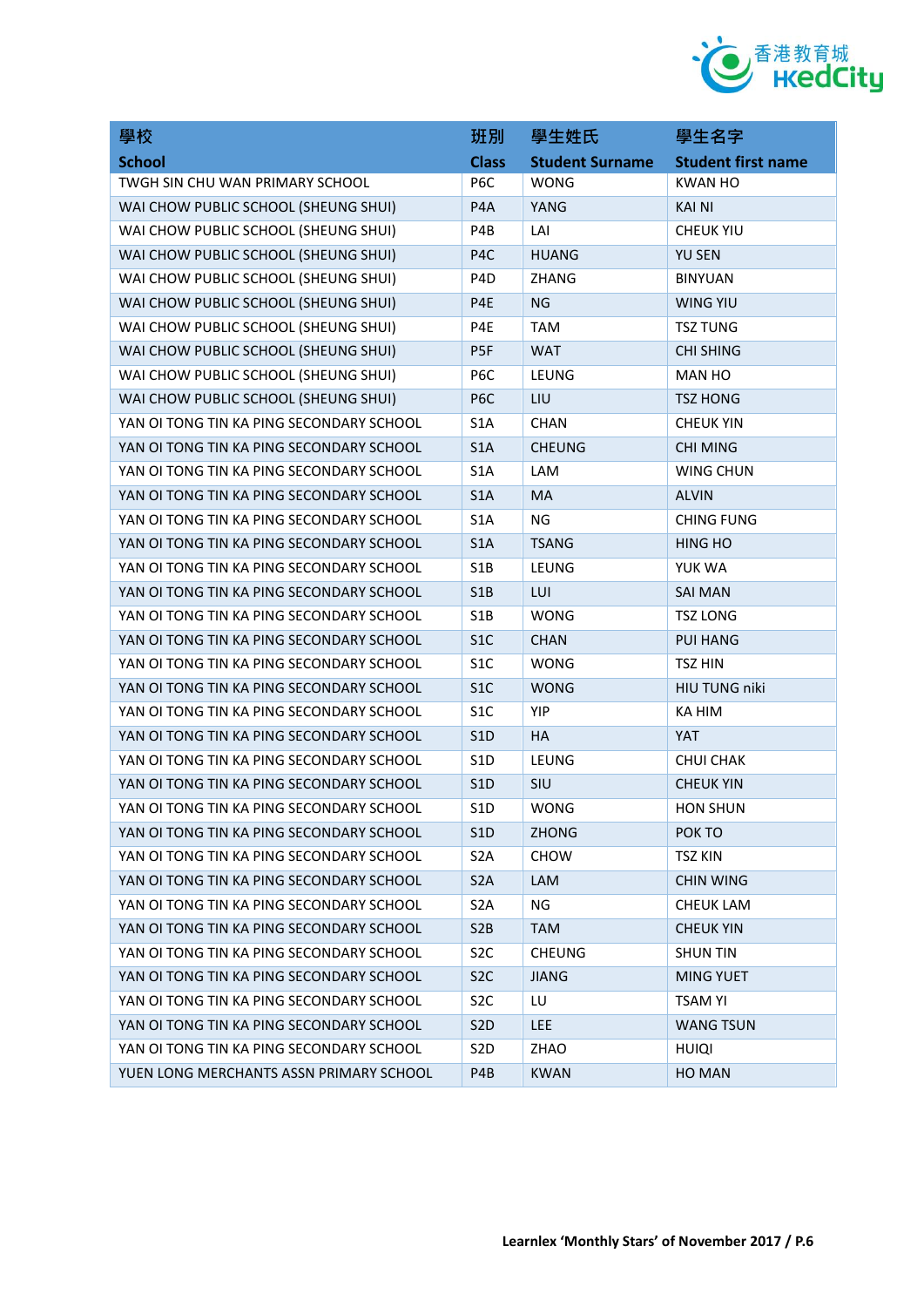| 學校<br>School | 班別<br>Class | 學生姓氏<br>Student Surname | 學生名字<br>Student first name |
|---|---|---|---|
| TWGH SIN CHU WAN PRIMARY SCHOOL | P6C | WONG | KWAN HO |
| WAI CHOW PUBLIC SCHOOL (SHEUNG SHUI) | P4A | YANG | KAI NI |
| WAI CHOW PUBLIC SCHOOL (SHEUNG SHUI) | P4B | LAI | CHEUK YIU |
| WAI CHOW PUBLIC SCHOOL (SHEUNG SHUI) | P4C | HUANG | YU SEN |
| WAI CHOW PUBLIC SCHOOL (SHEUNG SHUI) | P4D | ZHANG | BINYUAN |
| WAI CHOW PUBLIC SCHOOL (SHEUNG SHUI) | P4E | NG | WING YIU |
| WAI CHOW PUBLIC SCHOOL (SHEUNG SHUI) | P4E | TAM | TSZ TUNG |
| WAI CHOW PUBLIC SCHOOL (SHEUNG SHUI) | P5F | WAT | CHI SHING |
| WAI CHOW PUBLIC SCHOOL (SHEUNG SHUI) | P6C | LEUNG | MAN HO |
| WAI CHOW PUBLIC SCHOOL (SHEUNG SHUI) | P6C | LIU | TSZ HONG |
| YAN OI TONG TIN KA PING SECONDARY SCHOOL | S1A | CHAN | CHEUK YIN |
| YAN OI TONG TIN KA PING SECONDARY SCHOOL | S1A | CHEUNG | CHI MING |
| YAN OI TONG TIN KA PING SECONDARY SCHOOL | S1A | LAM | WING CHUN |
| YAN OI TONG TIN KA PING SECONDARY SCHOOL | S1A | MA | ALVIN |
| YAN OI TONG TIN KA PING SECONDARY SCHOOL | S1A | NG | CHING FUNG |
| YAN OI TONG TIN KA PING SECONDARY SCHOOL | S1A | TSANG | HING HO |
| YAN OI TONG TIN KA PING SECONDARY SCHOOL | S1B | LEUNG | YUK WA |
| YAN OI TONG TIN KA PING SECONDARY SCHOOL | S1B | LUI | SAI MAN |
| YAN OI TONG TIN KA PING SECONDARY SCHOOL | S1B | WONG | TSZ LONG |
| YAN OI TONG TIN KA PING SECONDARY SCHOOL | S1C | CHAN | PUI HANG |
| YAN OI TONG TIN KA PING SECONDARY SCHOOL | S1C | WONG | TSZ HIN |
| YAN OI TONG TIN KA PING SECONDARY SCHOOL | S1C | WONG | HIU TUNG niki |
| YAN OI TONG TIN KA PING SECONDARY SCHOOL | S1C | YIP | KA HIM |
| YAN OI TONG TIN KA PING SECONDARY SCHOOL | S1D | HA | YAT |
| YAN OI TONG TIN KA PING SECONDARY SCHOOL | S1D | LEUNG | CHUI CHAK |
| YAN OI TONG TIN KA PING SECONDARY SCHOOL | S1D | SIU | CHEUK YIN |
| YAN OI TONG TIN KA PING SECONDARY SCHOOL | S1D | WONG | HON SHUN |
| YAN OI TONG TIN KA PING SECONDARY SCHOOL | S1D | ZHONG | POK TO |
| YAN OI TONG TIN KA PING SECONDARY SCHOOL | S2A | CHOW | TSZ KIN |
| YAN OI TONG TIN KA PING SECONDARY SCHOOL | S2A | LAM | CHIN WING |
| YAN OI TONG TIN KA PING SECONDARY SCHOOL | S2A | NG | CHEUK LAM |
| YAN OI TONG TIN KA PING SECONDARY SCHOOL | S2B | TAM | CHEUK YIN |
| YAN OI TONG TIN KA PING SECONDARY SCHOOL | S2C | CHEUNG | SHUN TIN |
| YAN OI TONG TIN KA PING SECONDARY SCHOOL | S2C | JIANG | MING YUET |
| YAN OI TONG TIN KA PING SECONDARY SCHOOL | S2C | LU | TSAM YI |
| YAN OI TONG TIN KA PING SECONDARY SCHOOL | S2D | LEE | WANG TSUN |
| YAN OI TONG TIN KA PING SECONDARY SCHOOL | S2D | ZHAO | HUIQI |
| YUEN LONG MERCHANTS ASSN PRIMARY SCHOOL | P4B | KWAN | HO MAN |